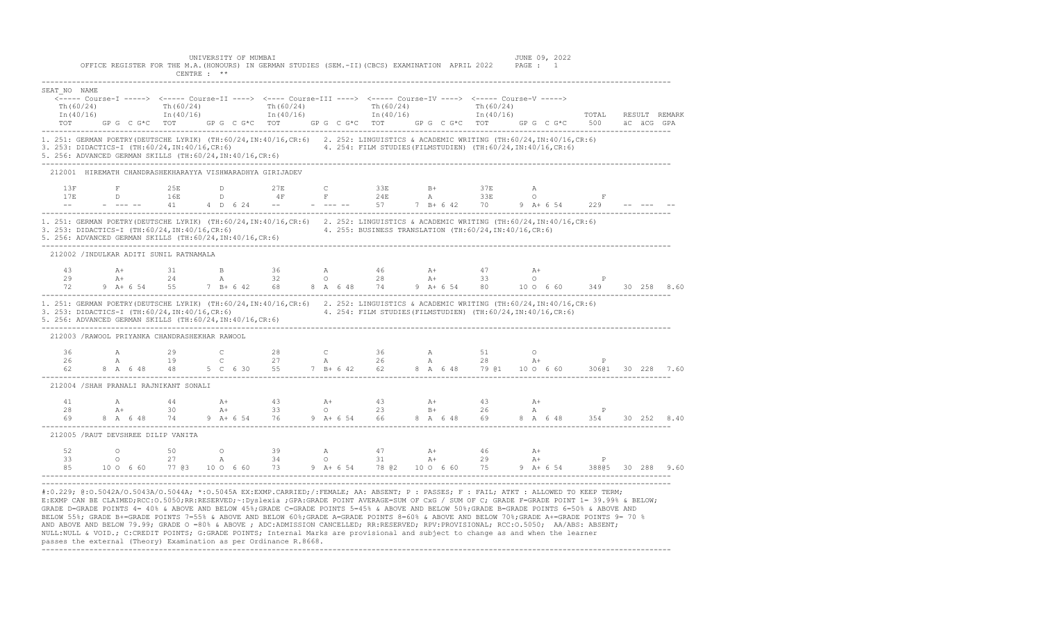UNIVERSITY OF MUMBAI

OFFICE REGISTER FOR THE M.A.(HONOURS) IN GERMAN STUDIES (SEM.-II)(CBCS) EXAMINATION APRIL 2022

JUNE 09, 2022

CENTRE : **

| SEAT_NO NAME | Course-I Th(60/24) In(40/16) TOT GP G C G*C | Course-II Th(60/24) In(40/16) TOT GP G C G*C | Course-III Th(60/24) In(40/16) TOT GP G C G*C | Course-IV Th(60/24) In(40/16) TOT GP G C G*C | Course-V Th(60/24) In(40/16) TOT GP G C G*C | TOTAL 500 | RESULT | REMARK äC äCG GPA |
|---|---|---|---|---|---|---|---|---|

1. 251: GERMAN POETRY(DEUTSCHE LYRIK) (TH:60/24,IN:40/16,CR:6) 2. 252: LINGUISTICS & ACADEMIC WRITING (TH:60/24,IN:40/16,CR:6)
3. 253: DIDACTICS-I (TH:60/24,IN:40/16,CR:6) 4. 254: FILM STUDIES(FILMSTUDIEN) (TH:60/24,IN:40/16,CR:6)
5. 256: ADVANCED GERMAN SKILLS (TH:60/24,IN:40/16,CR:6)

212001 HIREMATH CHANDRASHEKHARAYYA VISHWARADHYA GIRIJADEV

| | Course-I | Course-II | Course-III | Course-IV | Course-V | TOTAL | RESULT | REMARK |
|---|---|---|---|---|---|---|---|---|
| Th | 13F F | 25E D | 27E C | 33E B+ | 37E A | | | |
| In | 17E D | 16E D | 4F F | 24E A | 33E O | | F | |
| TOT | -- - --- -- | 41 4 D 6 24 | -- - --- -- | 57 7 B+ 6 42 | 70 9 A+ 6 54 | 229 | | -- --- -- |

1. 251: GERMAN POETRY(DEUTSCHE LYRIK) (TH:60/24,IN:40/16,CR:6) 2. 252: LINGUISTICS & ACADEMIC WRITING (TH:60/24,IN:40/16,CR:6)
3. 253: DIDACTICS-I (TH:60/24,IN:40/16,CR:6) 4. 255: BUSINESS TRANSLATION (TH:60/24,IN:40/16,CR:6)
5. 256: ADVANCED GERMAN SKILLS (TH:60/24,IN:40/16,CR:6)

212002 /INDULKAR ADITI SUNIL RATNAMALA

| | Course-I | Course-II | Course-III | Course-IV | Course-V | TOTAL | RESULT | REMARK |
|---|---|---|---|---|---|---|---|---|
| Th | 43 A+ | 31 B | 36 A | 46 A+ | 47 A+ | | | |
| In | 29 A+ | 24 A | 32 O | 28 A+ | 33 O | | P | |
| TOT | 72 9 A+ 6 54 | 55 7 B+ 6 42 | 68 8 A 6 48 | 74 9 A+ 6 54 | 80 10 O 6 60 | 349 | | 30 258 8.60 |

1. 251: GERMAN POETRY(DEUTSCHE LYRIK) (TH:60/24,IN:40/16,CR:6) 2. 252: LINGUISTICS & ACADEMIC WRITING (TH:60/24,IN:40/16,CR:6)
3. 253: DIDACTICS-I (TH:60/24,IN:40/16,CR:6) 4. 254: FILM STUDIES(FILMSTUDIEN) (TH:60/24,IN:40/16,CR:6)
5. 256: ADVANCED GERMAN SKILLS (TH:60/24,IN:40/16,CR:6)

212003 /RAWOOL PRIYANKA CHANDRASHEKHAR RAWOOL

| | Course-I | Course-II | Course-III | Course-IV | Course-V | TOTAL | RESULT | REMARK |
|---|---|---|---|---|---|---|---|---|
| Th | 36 A | 29 C | 28 C | 36 A | 51 O | | | |
| In | 26 A | 19 C | 27 A | 26 A | 28 A+ | | P | |
| TOT | 62 8 A 6 48 | 48 5 C 6 30 | 55 7 B+ 6 42 | 62 8 A 6 48 | 79 @1 10 O 6 60 | 306@1 | | 30 228 7.60 |

212004 /SHAH PRANALI RAJNIKANT SONALI

| | Course-I | Course-II | Course-III | Course-IV | Course-V | TOTAL | RESULT | REMARK |
|---|---|---|---|---|---|---|---|---|
| Th | 41 A | 44 A+ | 43 A+ | 43 A+ | 43 A+ | | | |
| In | 28 A+ | 30 A+ | 33 O | 23 B+ | 26 A | | P | |
| TOT | 69 8 A 6 48 | 74 9 A+ 6 54 | 76 9 A+ 6 54 | 66 8 A 6 48 | 69 8 A 6 48 | 354 | | 30 252 8.40 |

212005 /RAUT DEVSHREE DILIP VANITA

| | Course-I | Course-II | Course-III | Course-IV | Course-V | TOTAL | RESULT | REMARK |
|---|---|---|---|---|---|---|---|---|
| Th | 52 O | 50 O | 39 A | 47 A+ | 46 A+ | | | |
| In | 33 O | 27 A | 34 O | 31 A+ | 29 A+ | | P | |
| TOT | 85 10 O 6 60 | 77 @3 10 O 6 60 | 73 9 A+ 6 54 | 78 @2 10 O 6 60 | 75 9 A+ 6 54 | 388@5 | | 30 288 9.60 |

#:O.229; @:O.5042A/O.5043A/O.5044A; *:O.5045A EX:EXMP.CARRIED;/:FEMALE; AA: ABSENT; P : PASSES; F : FAIL; ATKT : ALLOWED TO KEEP TERM; E:EXMP CAN BE CLAIMED;RCC:O.5050;RR:RESERVED;~:Dyslexia ;GPA:GRADE POINT AVERAGE=SUM OF CxG / SUM OF C; GRADE F=GRADE POINT 1= 39.99% & BELOW; GRADE D=GRADE POINTS 4= 40% & ABOVE AND BELOW 45%;GRADE C=GRADE POINTS 5=45% & ABOVE AND BELOW 50%;GRADE B=GRADE POINTS 6=50% & ABOVE AND BELOW 55%; GRADE B+=GRADE POINTS 7=55% & ABOVE AND BELOW 60%;GRADE A=GRADE POINTS 8=60% & ABOVE AND BELOW 70%;GRADE A+=GRADE POINTS 9= 70 % AND ABOVE AND BELOW 79.99; GRADE O =80% & ABOVE ; ADC:ADMISSION CANCELLED; RR:RESERVED; RPV:PROVISIONAL; RCC:O.5050; AA/ABS: ABSENT; NULL:NULL & VOID.; C:CREDIT POINTS; G:GRADE POINTS; Internal Marks are provisional and subject to change as and when the learner passes the external (Theory) Examination as per Ordinance R.8668.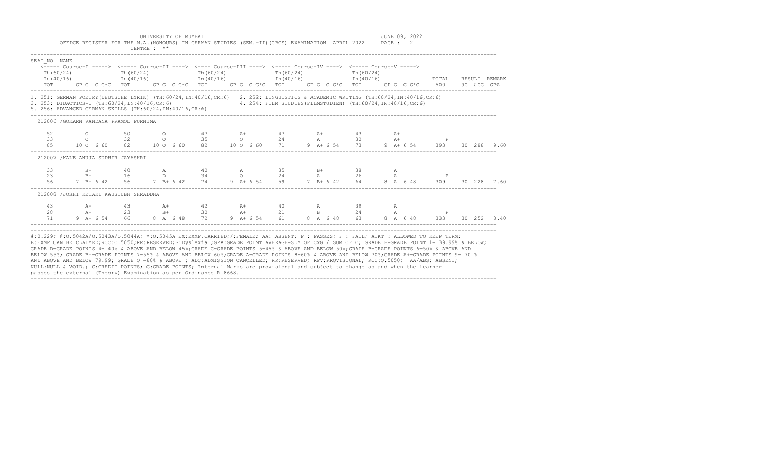UNIVERSITY OF MUMBAI

JUNE 09, 2022

OFFICE REGISTER FOR THE M.A.(HONOURS) IN GERMAN STUDIES (SEM.-II)(CBCS) EXAMINATION APRIL 2022

CENTRE : **

| SEAT_NO NAME | Course-I Th(60/24) In(40/16) TOT | GP G C G*C | Course-II Th(60/24) In(40/16) TOT | GP G C G*C | Course-III Th(60/24) In(40/16) TOT | GP G C G*C | Course-IV Th(60/24) In(40/16) TOT | GP G C G*C | Course-V Th(60/24) In(40/16) TOT | GP G C G*C | TOTAL 500 | RESULT äC äCG GPA | REMARK |
|---|---|---|---|---|---|---|---|---|---|---|---|---|---|
| 212006 /GOKARN VANDANA PRAMOD PURNIMA | 52 | O | 50 | O | 47 | A+ | 47 | A+ | 43 | A+ | | | |
| | 33 | O | 32 | O | 35 | O | 24 | A | 30 | A+ | | P | |
| | 85 | 10 O 6 60 | 82 | 10 O 6 60 | 82 | 10 O 6 60 | 71 | 9 A+ 6 54 | 73 | 9 A+ 6 54 | 393 | 30 288 9.60 | |
| 212007 /KALE ANUJA SUDHIR JAYASHRI | 33 | B+ | 40 | A | 40 | A | 35 | B+ | 38 | A | | | |
| | 23 | B+ | 16 | D | 34 | O | 24 | A | 26 | A | | P | |
| | 56 | 7 B+ 6 42 | 56 | 7 B+ 6 42 | 74 | 9 A+ 6 54 | 59 | 7 B+ 6 42 | 64 | 8 A 6 48 | 309 | 30 228 7.60 | |
| 212008 /JOSHI KETAKI KAUSTUBH SHRADDHA | 43 | A+ | 43 | A+ | 42 | A+ | 40 | A | 39 | A | | | |
| | 28 | A+ | 23 | B+ | 30 | A+ | 21 | B | 24 | A | | P | |
| | 71 | 9 A+ 6 54 | 66 | 8 A 6 48 | 72 | 9 A+ 6 54 | 61 | 8 A 6 48 | 63 | 8 A 6 48 | 333 | 30 252 8.40 | |

1. 251: GERMAN POETRY(DEUTSCHE LYRIK) (TH:60/24,IN:40/16,CR:6) 2. 252: LINGUISTICS & ACADEMIC WRITING (TH:60/24,IN:40/16,CR:6)
3. 253: DIDACTICS-I (TH:60/24,IN:40/16,CR:6) 4. 254: FILM STUDIES(FILMSTUDIEN) (TH:60/24,IN:40/16,CR:6)
5. 256: ADVANCED GERMAN SKILLS (TH:60/24,IN:40/16,CR:6)

#:O.229; @:O.5042A/O.5043A/O.5044A; *:O.5045A EX:EXMP.CARRIED;/:FEMALE; AA: ABSENT; P : PASSES; F : FAIL; ATKT : ALLOWED TO KEEP TERM; E:EXMP CAN BE CLAIMED;RCC:O.5050;RR:RESERVED;~:Dyslexia ;GPA:GRADE POINT AVERAGE=SUM OF CxG / SUM OF C; GRADE F=GRADE POINT 1= 39.99% & BELOW; GRADE D=GRADE POINTS 4= 40% & ABOVE AND BELOW 45%;GRADE C=GRADE POINTS 5=45% & ABOVE AND BELOW 50%;GRADE B=GRADE POINTS 6=50% & ABOVE AND BELOW 55%; GRADE B+=GRADE POINTS 7=55% & ABOVE AND BELOW 60%;GRADE A=GRADE POINTS 8=60% & ABOVE AND BELOW 70%;GRADE A+=GRADE POINTS 9= 70 % AND ABOVE AND BELOW 79.99; GRADE O =80% & ABOVE ; ADC:ADMISSION CANCELLED; RR:RESERVED; RPV:PROVISIONAL; RCC:O.5050; AA/ABS: ABSENT; NULL:NULL & VOID.; C:CREDIT POINTS; G:GRADE POINTS; Internal Marks are provisional and subject to change as and when the learner passes the external (Theory) Examination as per Ordinance R.8668.